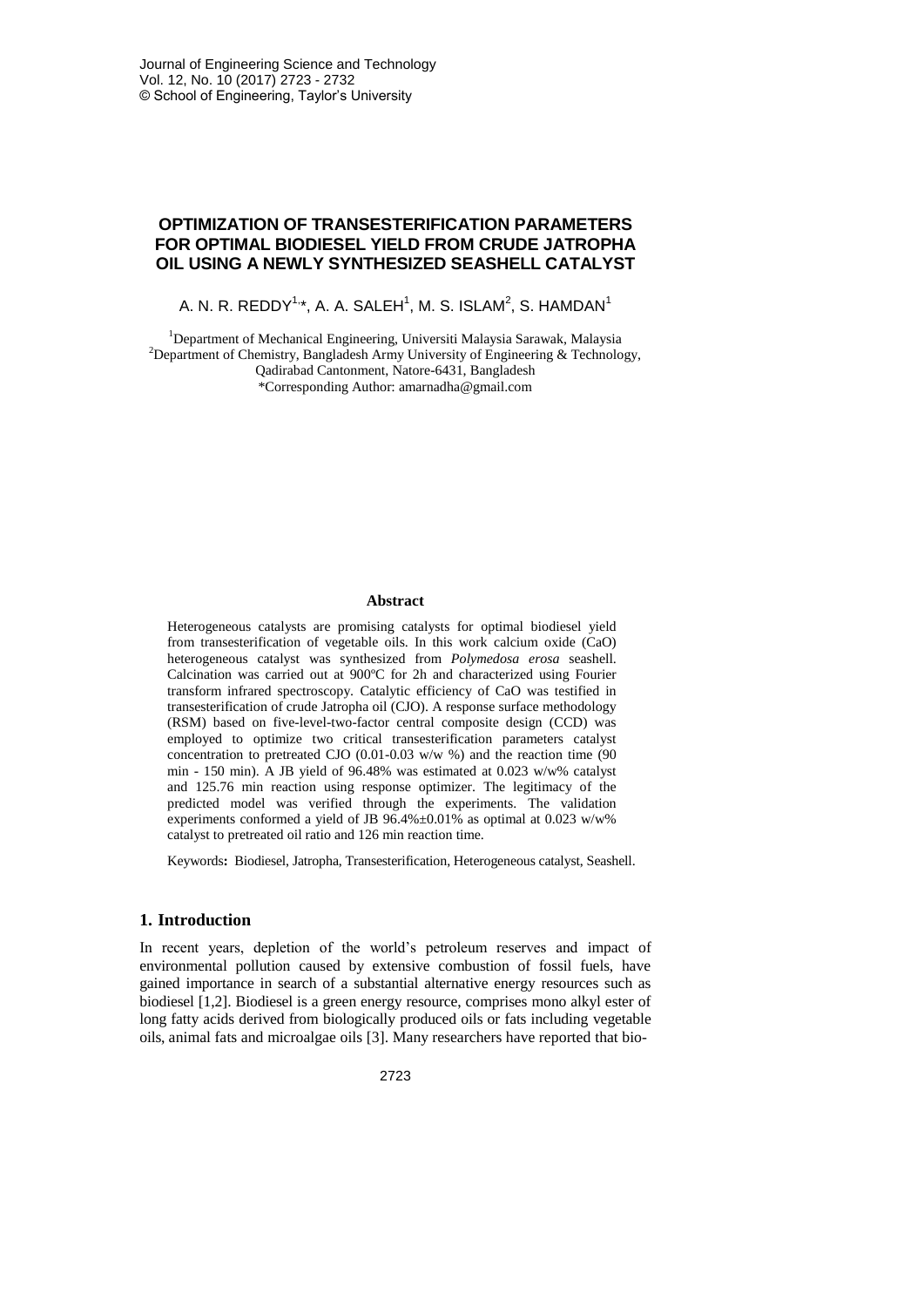# OPTIMIZATION OF TRANSESTERIFICATION PARAMETERS FOR OPTIMAL BIODIESEL YIELD FROM CRUDE JATROPHA OIL USING A NEWLY SYNTHESIZED SEASHELL CATALYST

A. N. R. REDDY[1,*], A. A. SALEH[1], M. S. ISLAM[2], S. HAMDAN[1]

[1]Department of Mechanical Engineering, Universiti Malaysia Sarawak, Malaysia
[2]Department of Chemistry, Bangladesh Army University of Engineering & Technology, Qadirabad Cantonment, Natore-6431, Bangladesh
*Corresponding Author: amarnadha@gmail.com

## Abstract

Heterogeneous catalysts are promising catalysts for optimal biodiesel yield from transesterification of vegetable oils. In this work calcium oxide (CaO) heterogeneous catalyst was synthesized from *Polymedosa erosa* seashell. Calcination was carried out at 900ºC for 2h and characterized using Fourier transform infrared spectroscopy. Catalytic efficiency of CaO was testified in transesterification of crude Jatropha oil (CJO). A response surface methodology (RSM) based on five-level-two-factor central composite design (CCD) was employed to optimize two critical transesterification parameters catalyst concentration to pretreated CJO (0.01-0.03 w/w %) and the reaction time (90 min - 150 min). A JB yield of 96.48% was estimated at 0.023 w/w% catalyst and 125.76 min reaction using response optimizer. The legitimacy of the predicted model was verified through the experiments. The validation experiments conformed a yield of JB 96.4%±0.01% as optimal at 0.023 w/w% catalyst to pretreated oil ratio and 126 min reaction time.

Keywords**:** Biodiesel, Jatropha, Transesterification, Heterogeneous catalyst, Seashell.

## 1. Introduction

In recent years, depletion of the world's petroleum reserves and impact of environmental pollution caused by extensive combustion of fossil fuels, have gained importance in search of a substantial alternative energy resources such as biodiesel [1,2]. Biodiesel is a green energy resource, comprises mono alkyl ester of long fatty acids derived from biologically produced oils or fats including vegetable oils, animal fats and microalgae oils [3]. Many researchers have reported that bio-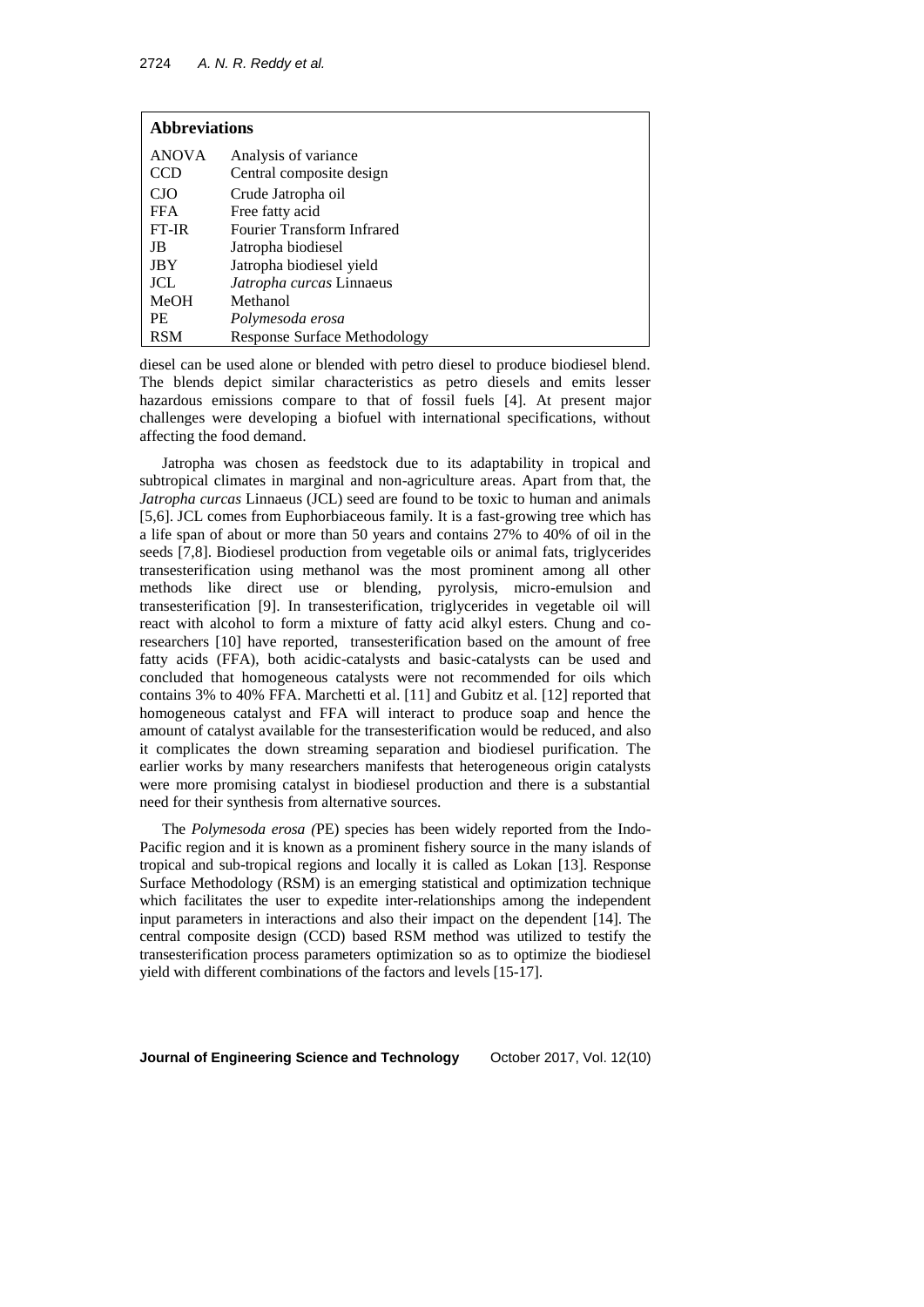| **Abbreviations** | |
|---|---|
| ANOVA | Analysis of variance |
| CCD | Central composite design |
| CJO | Crude Jatropha oil |
| FFA | Free fatty acid |
| FT-IR | Fourier Transform Infrared |
| JB | Jatropha biodiesel |
| JBY | Jatropha biodiesel yield |
| JCL | *Jatropha curcas* Linnaeus |
| MeOH | Methanol |
| PE | *Polymesoda erosa* |
| RSM | Response Surface Methodology |

diesel can be used alone or blended with petro diesel to produce biodiesel blend. The blends depict similar characteristics as petro diesels and emits lesser hazardous emissions compare to that of fossil fuels [4]. At present major challenges were developing a biofuel with international specifications, without affecting the food demand.

Jatropha was chosen as feedstock due to its adaptability in tropical and subtropical climates in marginal and non-agriculture areas. Apart from that, the *Jatropha curcas* Linnaeus (JCL) seed are found to be toxic to human and animals [5,6]. JCL comes from Euphorbiaceous family. It is a fast-growing tree which has a life span of about or more than 50 years and contains 27% to 40% of oil in the seeds [7,8]. Biodiesel production from vegetable oils or animal fats, triglycerides transesterification using methanol was the most prominent among all other methods like direct use or blending, pyrolysis, micro-emulsion and transesterification [9]. In transesterification, triglycerides in vegetable oil will react with alcohol to form a mixture of fatty acid alkyl esters. Chung and co-researchers [10] have reported, transesterification based on the amount of free fatty acids (FFA), both acidic-catalysts and basic-catalysts can be used and concluded that homogeneous catalysts were not recommended for oils which contains 3% to 40% FFA. Marchetti et al. [11] and Gubitz et al. [12] reported that homogeneous catalyst and FFA will interact to produce soap and hence the amount of catalyst available for the transesterification would be reduced, and also it complicates the down streaming separation and biodiesel purification. The earlier works by many researchers manifests that heterogeneous origin catalysts were more promising catalyst in biodiesel production and there is a substantial need for their synthesis from alternative sources.

The *Polymesoda erosa (*PE) species has been widely reported from the Indo-Pacific region and it is known as a prominent fishery source in the many islands of tropical and sub-tropical regions and locally it is called as Lokan [13]. Response Surface Methodology (RSM) is an emerging statistical and optimization technique which facilitates the user to expedite inter-relationships among the independent input parameters in interactions and also their impact on the dependent [14]. The central composite design (CCD) based RSM method was utilized to testify the transesterification process parameters optimization so as to optimize the biodiesel yield with different combinations of the factors and levels [15-17].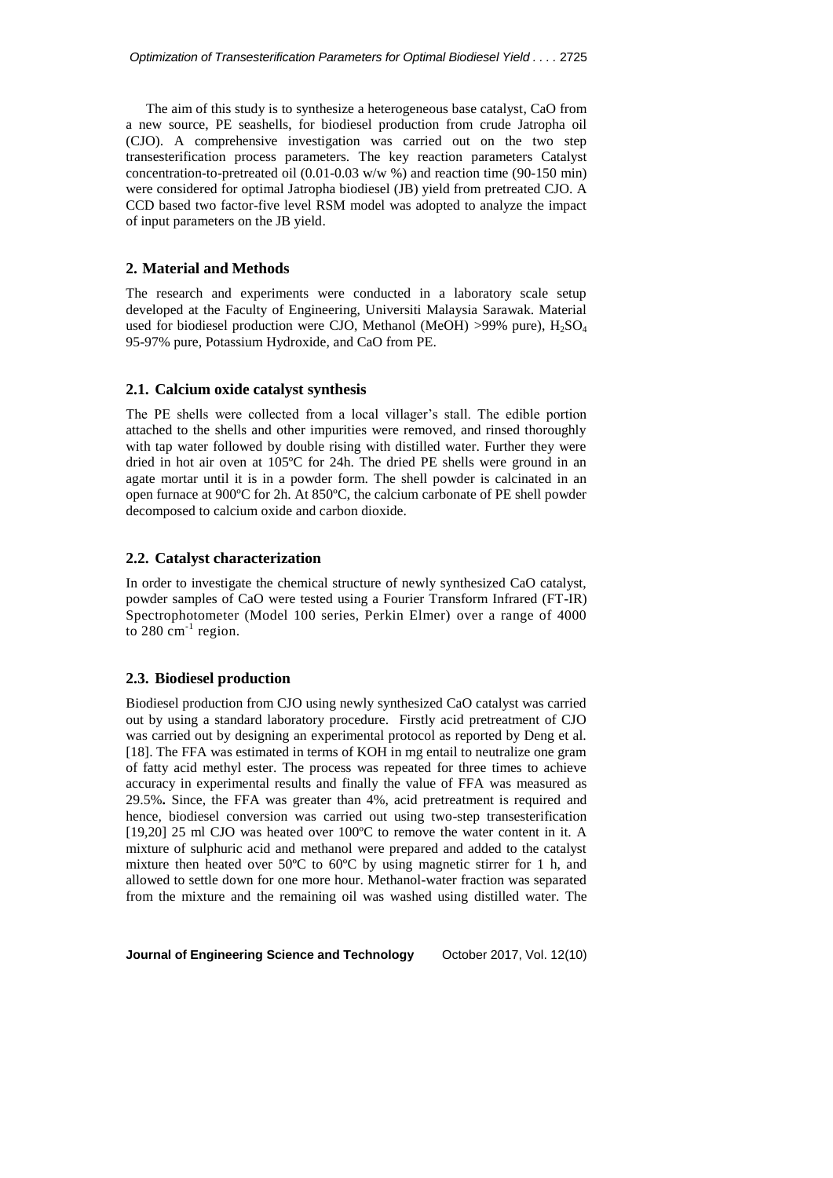The aim of this study is to synthesize a heterogeneous base catalyst, CaO from a new source, PE seashells, for biodiesel production from crude Jatropha oil (CJO). A comprehensive investigation was carried out on the two step transesterification process parameters. The key reaction parameters Catalyst concentration-to-pretreated oil (0.01-0.03 w/w %) and reaction time (90-150 min) were considered for optimal Jatropha biodiesel (JB) yield from pretreated CJO. A CCD based two factor-five level RSM model was adopted to analyze the impact of input parameters on the JB yield.

## 2. Material and Methods

The research and experiments were conducted in a laboratory scale setup developed at the Faculty of Engineering, Universiti Malaysia Sarawak. Material used for biodiesel production were CJO, Methanol (MeOH) >99% pure), $H_2SO_4$ 95-97% pure, Potassium Hydroxide, and CaO from PE.

### 2.1. Calcium oxide catalyst synthesis

The PE shells were collected from a local villager's stall. The edible portion attached to the shells and other impurities were removed, and rinsed thoroughly with tap water followed by double rising with distilled water. Further they were dried in hot air oven at 105ºC for 24h. The dried PE shells were ground in an agate mortar until it is in a powder form. The shell powder is calcinated in an open furnace at 900ºC for 2h. At 850ºC, the calcium carbonate of PE shell powder decomposed to calcium oxide and carbon dioxide.

### 2.2. Catalyst characterization

In order to investigate the chemical structure of newly synthesized CaO catalyst, powder samples of CaO were tested using a Fourier Transform Infrared (FT-IR) Spectrophotometer (Model 100 series, Perkin Elmer) over a range of 4000 to 280 $cm^{-1}$ region.

### 2.3. Biodiesel production

Biodiesel production from CJO using newly synthesized CaO catalyst was carried out by using a standard laboratory procedure. Firstly acid pretreatment of CJO was carried out by designing an experimental protocol as reported by Deng et al. [18]. The FFA was estimated in terms of KOH in mg entail to neutralize one gram of fatty acid methyl ester. The process was repeated for three times to achieve accuracy in experimental results and finally the value of FFA was measured as 29.5%**.** Since, the FFA was greater than 4%, acid pretreatment is required and hence, biodiesel conversion was carried out using two-step transesterification [19,20] 25 ml CJO was heated over 100ºC to remove the water content in it. A mixture of sulphuric acid and methanol were prepared and added to the catalyst mixture then heated over 50ºC to 60ºC by using magnetic stirrer for 1 h, and allowed to settle down for one more hour. Methanol-water fraction was separated from the mixture and the remaining oil was washed using distilled water. The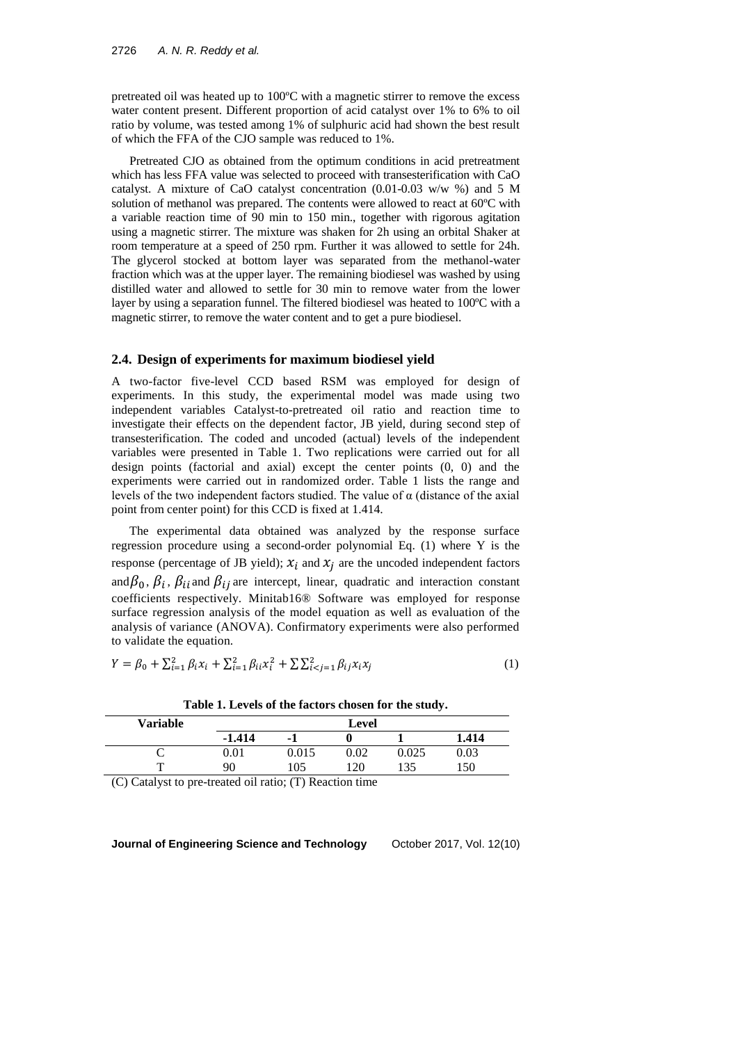pretreated oil was heated up to 100ºC with a magnetic stirrer to remove the excess water content present. Different proportion of acid catalyst over 1% to 6% to oil ratio by volume, was tested among 1% of sulphuric acid had shown the best result of which the FFA of the CJO sample was reduced to 1%.

Pretreated CJO as obtained from the optimum conditions in acid pretreatment which has less FFA value was selected to proceed with transesterification with CaO catalyst. A mixture of CaO catalyst concentration (0.01-0.03 w/w %) and 5 M solution of methanol was prepared. The contents were allowed to react at 60ºC with a variable reaction time of 90 min to 150 min., together with rigorous agitation using a magnetic stirrer. The mixture was shaken for 2h using an orbital Shaker at room temperature at a speed of 250 rpm. Further it was allowed to settle for 24h. The glycerol stocked at bottom layer was separated from the methanol-water fraction which was at the upper layer. The remaining biodiesel was washed by using distilled water and allowed to settle for 30 min to remove water from the lower layer by using a separation funnel. The filtered biodiesel was heated to 100ºC with a magnetic stirrer, to remove the water content and to get a pure biodiesel.

## 2.4. Design of experiments for maximum biodiesel yield

A two-factor five-level CCD based RSM was employed for design of experiments. In this study, the experimental model was made using two independent variables Catalyst-to-pretreated oil ratio and reaction time to investigate their effects on the dependent factor, JB yield, during second step of transesterification. The coded and uncoded (actual) levels of the independent variables were presented in Table 1. Two replications were carried out for all design points (factorial and axial) except the center points (0, 0) and the experiments were carried out in randomized order. Table 1 lists the range and levels of the two independent factors studied. The value of α (distance of the axial point from center point) for this CCD is fixed at 1.414.

The experimental data obtained was analyzed by the response surface regression procedure using a second-order polynomial Eq. (1) where Y is the response (percentage of JB yield); $x_i$ and $x_j$ are the uncoded independent factors and $\beta_0$, $\beta_i$, $\beta_{ii}$ and $\beta_{ij}$ are intercept, linear, quadratic and interaction constant coefficients respectively. Minitab16® Software was employed for response surface regression analysis of the model equation as well as evaluation of the analysis of variance (ANOVA). Confirmatory experiments were also performed to validate the equation.

$$Y = \beta_0 + \sum_{i=1}^{2} \beta_i x_i + \sum_{i=1}^{2} \beta_{ii} x_i^2 + \sum\sum_{i<j=1}^{2} \beta_{ij} x_i x_j \tag{1}$$

**Table 1. Levels of the factors chosen for the study.**

| Variable | Level | | | | |
|---|---|---|---|---|---|
| | **-1.414** | **-1** | **0** | **1** | **1.414** |
| C | 0.01 | 0.015 | 0.02 | 0.025 | 0.03 |
| T | 90 | 105 | 120 | 135 | 150 |

(C) Catalyst to pre-treated oil ratio; (T) Reaction time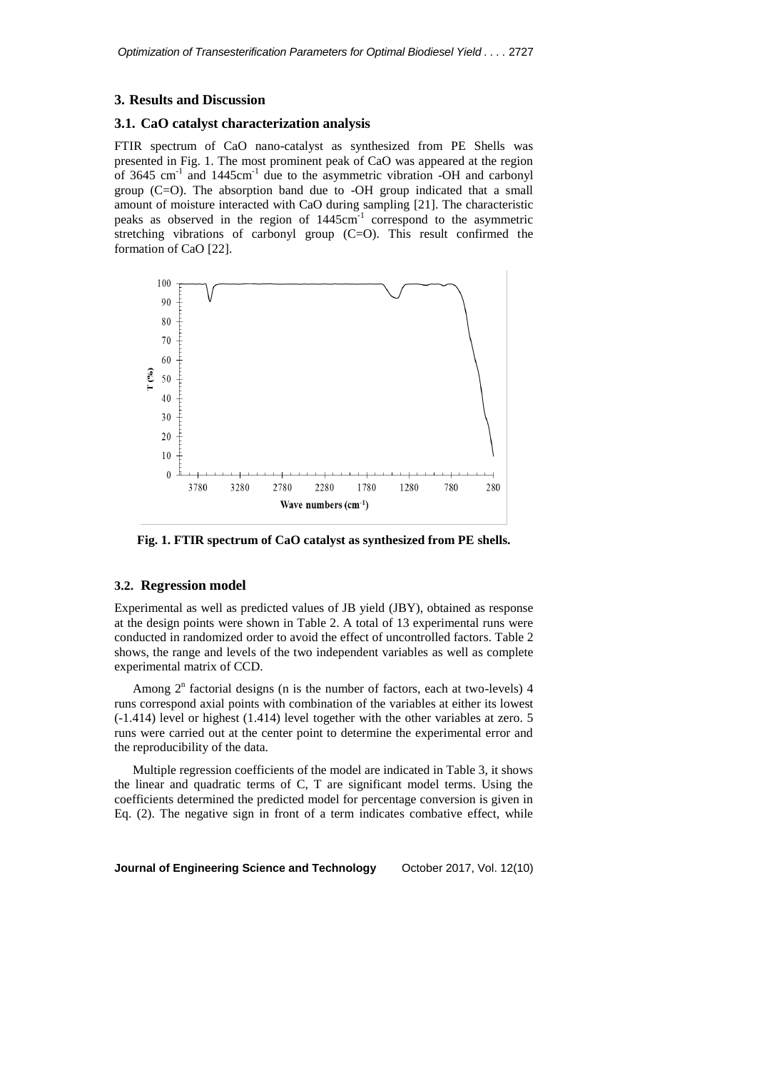## 3. Results and Discussion

### 3.1. CaO catalyst characterization analysis

FTIR spectrum of CaO nano-catalyst as synthesized from PE Shells was presented in Fig. 1. The most prominent peak of CaO was appeared at the region of 3645 $cm^{-1}$ and 1445$cm^{-1}$ due to the asymmetric vibration -OH and carbonyl group (C=O). The absorption band due to -OH group indicated that a small amount of moisture interacted with CaO during sampling [21]. The characteristic peaks as observed in the region of 1445$cm^{-1}$ correspond to the asymmetric stretching vibrations of carbonyl group (C=O). This result confirmed the formation of CaO [22].

**Fig. 1. FTIR spectrum of CaO catalyst as synthesized from PE shells.**

### 3.2. Regression model

Experimental as well as predicted values of JB yield (JBY), obtained as response at the design points were shown in Table 2. A total of 13 experimental runs were conducted in randomized order to avoid the effect of uncontrolled factors. Table 2 shows, the range and levels of the two independent variables as well as complete experimental matrix of CCD.

Among $2^n$ factorial designs (n is the number of factors, each at two-levels) 4 runs correspond axial points with combination of the variables at either its lowest (-1.414) level or highest (1.414) level together with the other variables at zero. 5 runs were carried out at the center point to determine the experimental error and the reproducibility of the data.

Multiple regression coefficients of the model are indicated in Table 3, it shows the linear and quadratic terms of C, T are significant model terms. Using the coefficients determined the predicted model for percentage conversion is given in Eq. (2). The negative sign in front of a term indicates combative effect, while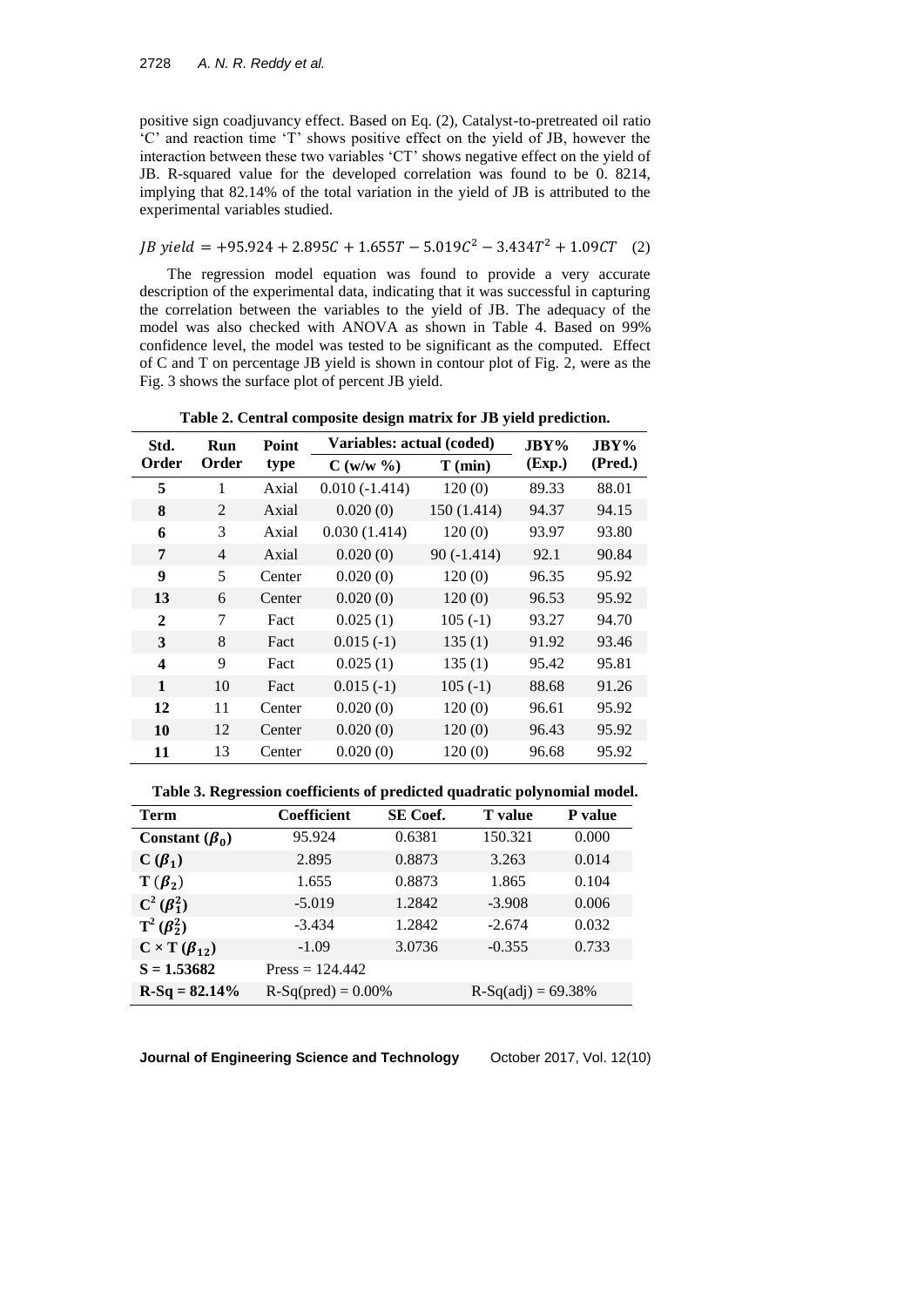positive sign coadjuvancy effect. Based on Eq. (2), Catalyst-to-pretreated oil ratio 'C' and reaction time 'T' shows positive effect on the yield of JB, however the interaction between these two variables 'CT' shows negative effect on the yield of JB. R-squared value for the developed correlation was found to be 0. 8214, implying that 82.14% of the total variation in the yield of JB is attributed to the experimental variables studied.

$$JB\ yield = +95.924 + 2.895C + 1.655T - 5.019C^2 - 3.434T^2 + 1.09CT \quad (2)$$

The regression model equation was found to provide a very accurate description of the experimental data, indicating that it was successful in capturing the correlation between the variables to the yield of JB. The adequacy of the model was also checked with ANOVA as shown in Table 4. Based on 99% confidence level, the model was tested to be significant as the computed. Effect of C and T on percentage JB yield is shown in contour plot of Fig. 2, were as the Fig. 3 shows the surface plot of percent JB yield.

**Table 2. Central composite design matrix for JB yield prediction.**

| Std. Order | Run Order | Point type | Variables: actual (coded) | | JBY% (Exp.) | JBY% (Pred.) |
|---|---|---|---|---|---|---|
| | | | C (w/w %) | T (min) | | |
| **5** | 1 | Axial | 0.010 (-1.414) | 120 (0) | 89.33 | 88.01 |
| **8** | 2 | Axial | 0.020 (0) | 150 (1.414) | 94.37 | 94.15 |
| **6** | 3 | Axial | 0.030 (1.414) | 120 (0) | 93.97 | 93.80 |
| **7** | 4 | Axial | 0.020 (0) | 90 (-1.414) | 92.1 | 90.84 |
| **9** | 5 | Center | 0.020 (0) | 120 (0) | 96.35 | 95.92 |
| **13** | 6 | Center | 0.020 (0) | 120 (0) | 96.53 | 95.92 |
| **2** | 7 | Fact | 0.025 (1) | 105 (-1) | 93.27 | 94.70 |
| **3** | 8 | Fact | 0.015 (-1) | 135 (1) | 91.92 | 93.46 |
| **4** | 9 | Fact | 0.025 (1) | 135 (1) | 95.42 | 95.81 |
| **1** | 10 | Fact | 0.015 (-1) | 105 (-1) | 88.68 | 91.26 |
| **12** | 11 | Center | 0.020 (0) | 120 (0) | 96.61 | 95.92 |
| **10** | 12 | Center | 0.020 (0) | 120 (0) | 96.43 | 95.92 |
| **11** | 13 | Center | 0.020 (0) | 120 (0) | 96.68 | 95.92 |

**Table 3. Regression coefficients of predicted quadratic polynomial model.**

| Term | Coefficient | SE Coef. | T value | P value |
|---|---|---|---|---|
| **Constant ($\beta_0$)** | 95.924 | 0.6381 | 150.321 | 0.000 |
| **C ($\beta_1$)** | 2.895 | 0.8873 | 3.263 | 0.014 |
| **T ($\beta_2$)** | 1.655 | 0.8873 | 1.865 | 0.104 |
| **$C^2$ ($\beta_1^2$)** | -5.019 | 1.2842 | -3.908 | 0.006 |
| **$T^2$ ($\beta_2^2$)** | -3.434 | 1.2842 | -2.674 | 0.032 |
| **C × T ($\beta_{12}$)** | -1.09 | 3.0736 | -0.355 | 0.733 |
| **S = 1.53682** | Press = 124.442 | | | |
| **R-Sq = 82.14%** | R-Sq(pred) = 0.00% | | R-Sq(adj) = 69.38% | |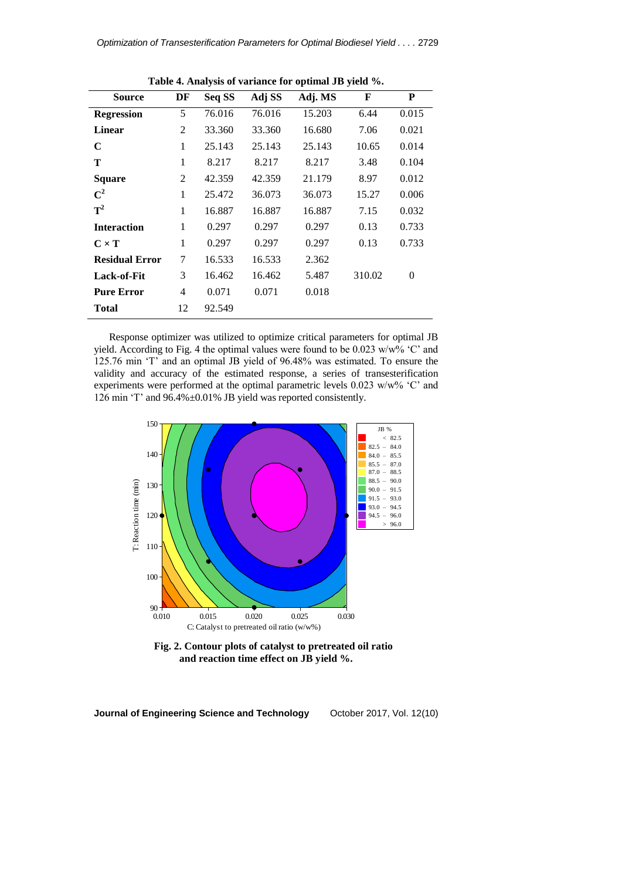**Table 4. Analysis of variance for optimal JB yield %.**

| Source | DF | Seq SS | Adj SS | Adj. MS | F | P |
|---|---|---|---|---|---|---|
| **Regression** | 5 | 76.016 | 76.016 | 15.203 | 6.44 | 0.015 |
| **Linear** | 2 | 33.360 | 33.360 | 16.680 | 7.06 | 0.021 |
| **C** | 1 | 25.143 | 25.143 | 25.143 | 10.65 | 0.014 |
| **T** | 1 | 8.217 | 8.217 | 8.217 | 3.48 | 0.104 |
| **Square** | 2 | 42.359 | 42.359 | 21.179 | 8.97 | 0.012 |
| **$C^2$** | 1 | 25.472 | 36.073 | 36.073 | 15.27 | 0.006 |
| **$T^2$** | 1 | 16.887 | 16.887 | 16.887 | 7.15 | 0.032 |
| **Interaction** | 1 | 0.297 | 0.297 | 0.297 | 0.13 | 0.733 |
| **$C \times T$** | 1 | 0.297 | 0.297 | 0.297 | 0.13 | 0.733 |
| **Residual Error** | 7 | 16.533 | 16.533 | 2.362 | | |
| **Lack-of-Fit** | 3 | 16.462 | 16.462 | 5.487 | 310.02 | 0 |
| **Pure Error** | 4 | 0.071 | 0.071 | 0.018 | | |
| **Total** | 12 | 92.549 | | | | |

Response optimizer was utilized to optimize critical parameters for optimal JB yield. According to Fig. 4 the optimal values were found to be 0.023 w/w% 'C' and 125.76 min 'T' and an optimal JB yield of 96.48% was estimated. To ensure the validity and accuracy of the estimated response, a series of transesterification experiments were performed at the optimal parametric levels 0.023 w/w% 'C' and 126 min 'T' and 96.4%±0.01% JB yield was reported consistently.

**Fig. 2. Contour plots of catalyst to pretreated oil ratio and reaction time effect on JB yield %.**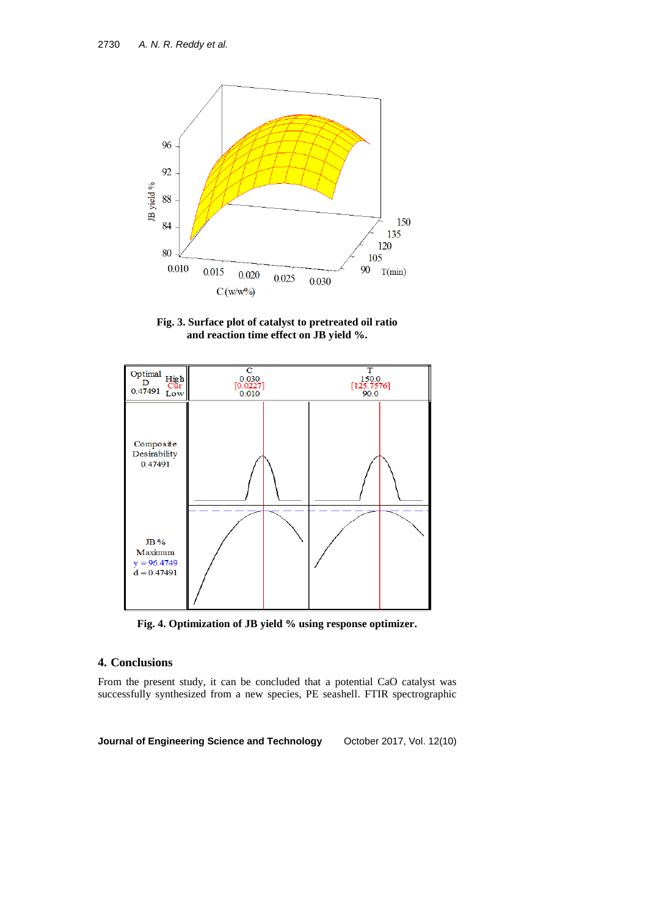**Fig. 3. Surface plot of catalyst to pretreated oil ratio and reaction time effect on JB yield %.**

**Fig. 4. Optimization of JB yield % using response optimizer.**

## 4. Conclusions

From the present study, it can be concluded that a potential CaO catalyst was successfully synthesized from a new species, PE seashell. FTIR spectrographic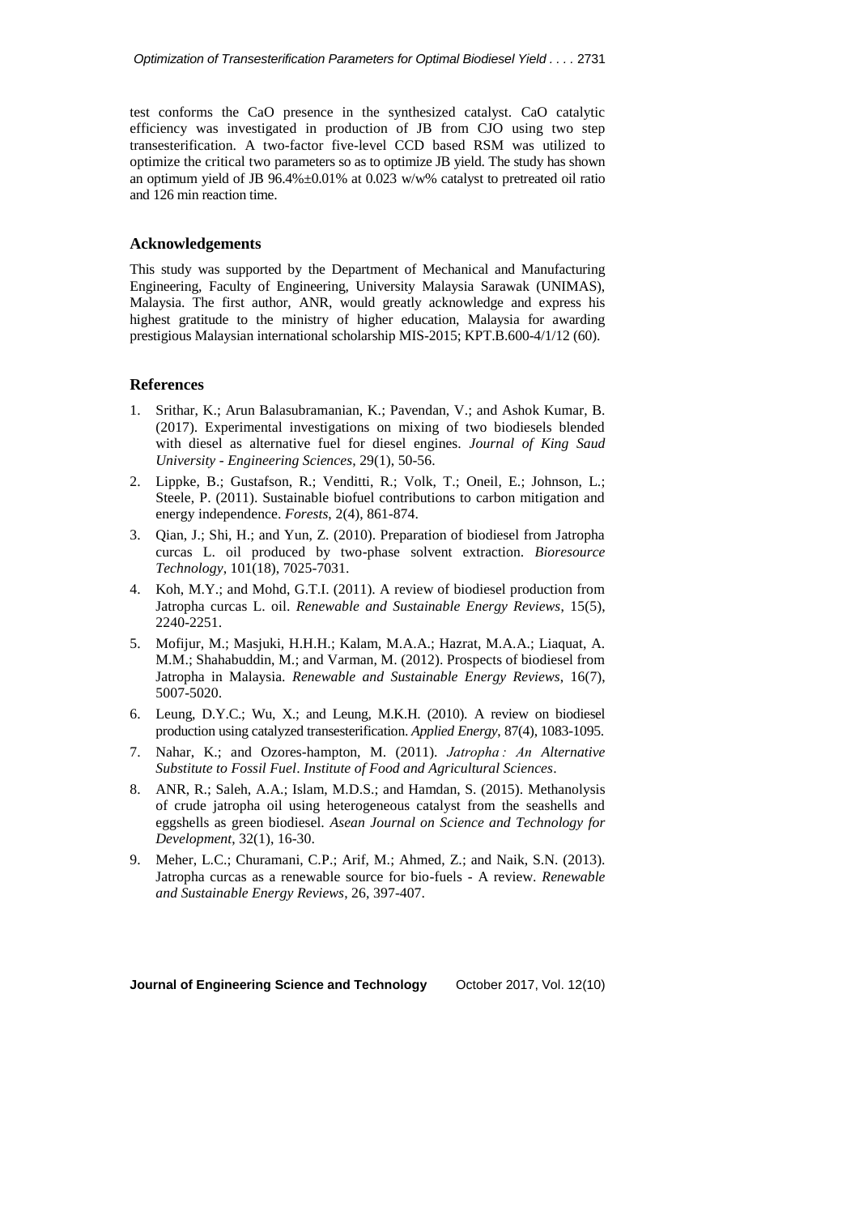test conforms the CaO presence in the synthesized catalyst. CaO catalytic efficiency was investigated in production of JB from CJO using two step transesterification. A two-factor five-level CCD based RSM was utilized to optimize the critical two parameters so as to optimize JB yield. The study has shown an optimum yield of JB 96.4%±0.01% at 0.023 w/w% catalyst to pretreated oil ratio and 126 min reaction time.

## Acknowledgements

This study was supported by the Department of Mechanical and Manufacturing Engineering, Faculty of Engineering, University Malaysia Sarawak (UNIMAS), Malaysia. The first author, ANR, would greatly acknowledge and express his highest gratitude to the ministry of higher education, Malaysia for awarding prestigious Malaysian international scholarship MIS-2015; KPT.B.600-4/1/12 (60).

## References

1. Srithar, K.; Arun Balasubramanian, K.; Pavendan, V.; and Ashok Kumar, B. (2017). Experimental investigations on mixing of two biodiesels blended with diesel as alternative fuel for diesel engines. *Journal of King Saud University - Engineering Sciences*, 29(1), 50-56.
2. Lippke, B.; Gustafson, R.; Venditti, R.; Volk, T.; Oneil, E.; Johnson, L.; Steele, P. (2011). Sustainable biofuel contributions to carbon mitigation and energy independence. *Forests*, 2(4), 861-874.
3. Qian, J.; Shi, H.; and Yun, Z. (2010). Preparation of biodiesel from Jatropha curcas L. oil produced by two-phase solvent extraction. *Bioresource Technology*, 101(18), 7025-7031.
4. Koh, M.Y.; and Mohd, G.T.I. (2011). A review of biodiesel production from Jatropha curcas L. oil. *Renewable and Sustainable Energy Reviews*, 15(5), 2240-2251.
5. Mofijur, M.; Masjuki, H.H.H.; Kalam, M.A.A.; Hazrat, M.A.A.; Liaquat, A. M.M.; Shahabuddin, M.; and Varman, M. (2012). Prospects of biodiesel from Jatropha in Malaysia. *Renewable and Sustainable Energy Reviews*, 16(7), 5007-5020.
6. Leung, D.Y.C.; Wu, X.; and Leung, M.K.H. (2010). A review on biodiesel production using catalyzed transesterification. *Applied Energy*, 87(4), 1083-1095.
7. Nahar, K.; and Ozores-hampton, M. (2011). *Jatropha : An Alternative Substitute to Fossil Fuel*. *Institute of Food and Agricultural Sciences*.
8. ANR, R.; Saleh, A.A.; Islam, M.D.S.; and Hamdan, S. (2015). Methanolysis of crude jatropha oil using heterogeneous catalyst from the seashells and eggshells as green biodiesel. *Asean Journal on Science and Technology for Development*, 32(1), 16-30.
9. Meher, L.C.; Churamani, C.P.; Arif, M.; Ahmed, Z.; and Naik, S.N. (2013). Jatropha curcas as a renewable source for bio-fuels - A review. *Renewable and Sustainable Energy Reviews*, 26, 397-407.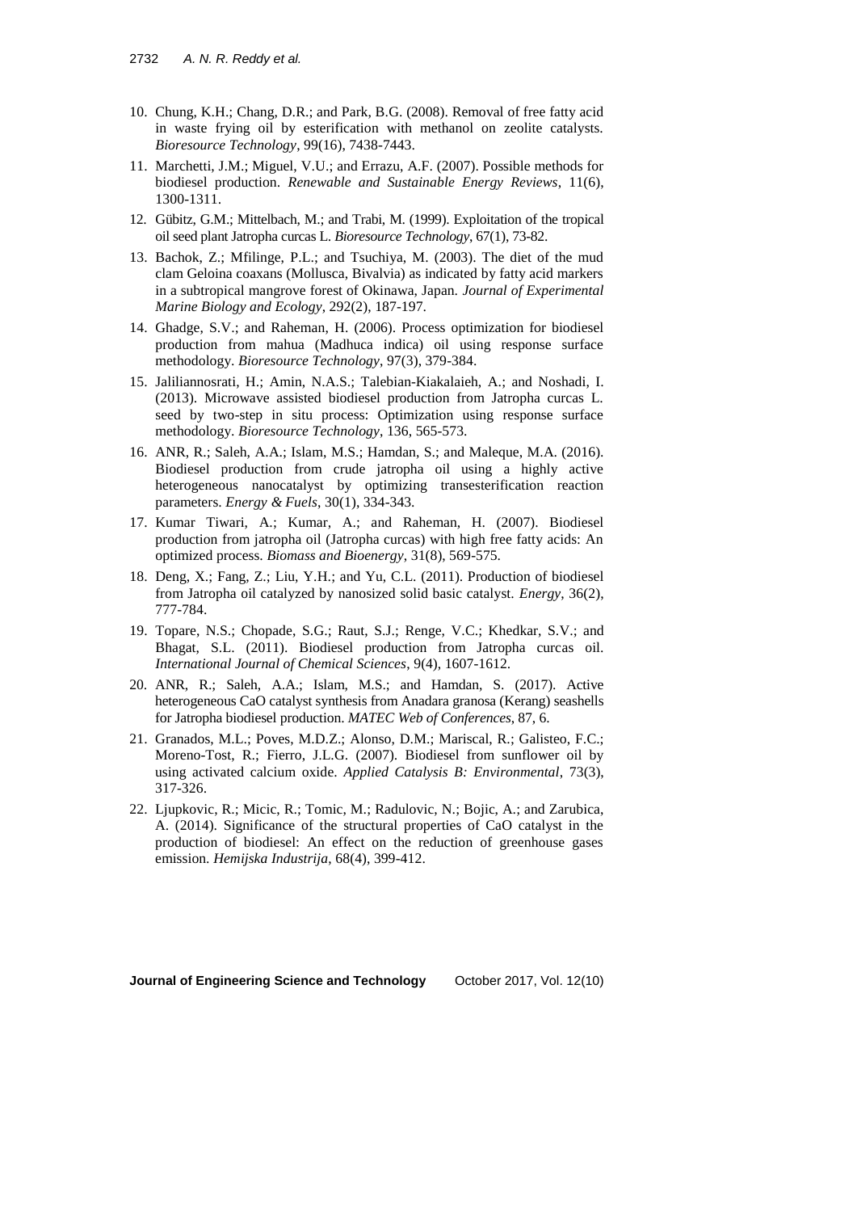10. Chung, K.H.; Chang, D.R.; and Park, B.G. (2008). Removal of free fatty acid in waste frying oil by esterification with methanol on zeolite catalysts. *Bioresource Technology*, 99(16), 7438-7443.
11. Marchetti, J.M.; Miguel, V.U.; and Errazu, A.F. (2007). Possible methods for biodiesel production. *Renewable and Sustainable Energy Reviews*, 11(6), 1300-1311.
12. Gübitz, G.M.; Mittelbach, M.; and Trabi, M. (1999). Exploitation of the tropical oil seed plant Jatropha curcas L. *Bioresource Technology*, 67(1), 73-82.
13. Bachok, Z.; Mfilinge, P.L.; and Tsuchiya, M. (2003). The diet of the mud clam Geloina coaxans (Mollusca, Bivalvia) as indicated by fatty acid markers in a subtropical mangrove forest of Okinawa, Japan. *Journal of Experimental Marine Biology and Ecology*, 292(2), 187-197.
14. Ghadge, S.V.; and Raheman, H. (2006). Process optimization for biodiesel production from mahua (Madhuca indica) oil using response surface methodology. *Bioresource Technology*, 97(3), 379-384.
15. Jaliliannosrati, H.; Amin, N.A.S.; Talebian-Kiakalaieh, A.; and Noshadi, I. (2013). Microwave assisted biodiesel production from Jatropha curcas L. seed by two-step in situ process: Optimization using response surface methodology. *Bioresource Technology*, 136, 565-573.
16. ANR, R.; Saleh, A.A.; Islam, M.S.; Hamdan, S.; and Maleque, M.A. (2016). Biodiesel production from crude jatropha oil using a highly active heterogeneous nanocatalyst by optimizing transesterification reaction parameters. *Energy & Fuels*, 30(1), 334-343.
17. Kumar Tiwari, A.; Kumar, A.; and Raheman, H. (2007). Biodiesel production from jatropha oil (Jatropha curcas) with high free fatty acids: An optimized process. *Biomass and Bioenergy*, 31(8), 569-575.
18. Deng, X.; Fang, Z.; Liu, Y.H.; and Yu, C.L. (2011). Production of biodiesel from Jatropha oil catalyzed by nanosized solid basic catalyst. *Energy*, 36(2), 777-784.
19. Topare, N.S.; Chopade, S.G.; Raut, S.J.; Renge, V.C.; Khedkar, S.V.; and Bhagat, S.L. (2011). Biodiesel production from Jatropha curcas oil. *International Journal of Chemical Sciences*, 9(4), 1607-1612.
20. ANR, R.; Saleh, A.A.; Islam, M.S.; and Hamdan, S. (2017). Active heterogeneous CaO catalyst synthesis from Anadara granosa (Kerang) seashells for Jatropha biodiesel production. *MATEC Web of Conferences*, 87, 6.
21. Granados, M.L.; Poves, M.D.Z.; Alonso, D.M.; Mariscal, R.; Galisteo, F.C.; Moreno-Tost, R.; Fierro, J.L.G. (2007). Biodiesel from sunflower oil by using activated calcium oxide. *Applied Catalysis B: Environmental*, 73(3), 317-326.
22. Ljupkovic, R.; Micic, R.; Tomic, M.; Radulovic, N.; Bojic, A.; and Zarubica, A. (2014). Significance of the structural properties of CaO catalyst in the production of biodiesel: An effect on the reduction of greenhouse gases emission. *Hemijska Industrija*, 68(4), 399-412.